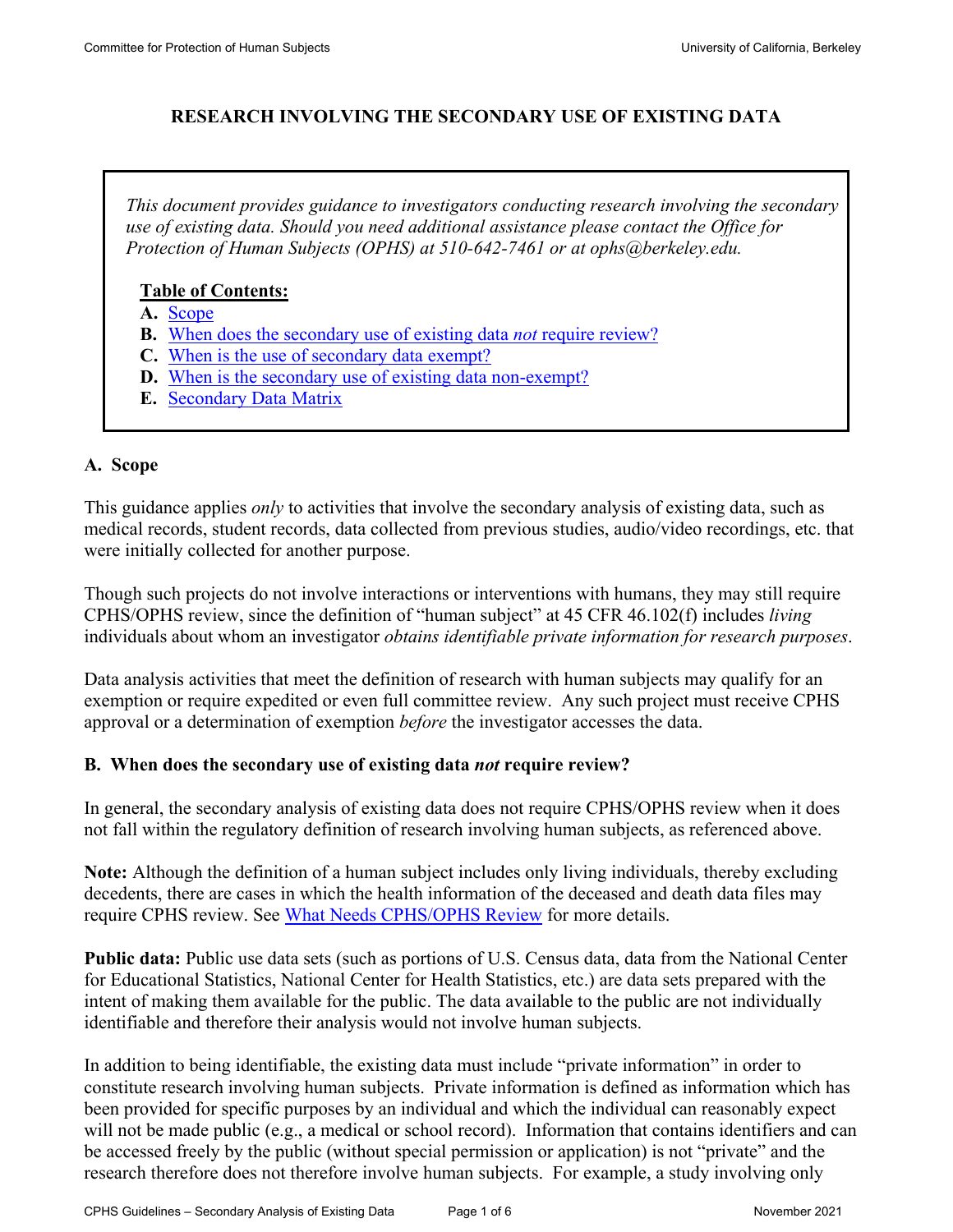# RESEARCH INVOLVING THE SECONDARY USE OF EXISTING DATA

*This document provides guidance to investigators conducting research involving the secondary use of existing data. Should you need additional assistance please contact the Office for Protection of Human Subjects (OPHS) at 510-642-7461 or at ophs@berkeley.edu.*

**Table of Contents:**

- **A.** Scope
- **B.** When does the secondary use of existing data *not* require review?
- **C.** When is the use of secondary data exempt?
- **D.** When is the secondary use of existing data non-exempt?
- **E.** Secondary Data Matrix

## A. Scope

This guidance applies *only* to activities that involve the secondary analysis of existing data, such as medical records, student records, data collected from previous studies, audio/video recordings, etc. that were initially collected for another purpose.

Though such projects do not involve interactions or interventions with humans, they may still require CPHS/OPHS review, since the definition of "human subject" at 45 CFR 46.102(f) includes *living* individuals about whom an investigator *obtains identifiable private information for research purposes*.

Data analysis activities that meet the definition of research with human subjects may qualify for an exemption or require expedited or even full committee review. Any such project must receive CPHS approval or a determination of exemption *before* the investigator accesses the data.

## B. When does the secondary use of existing data *not* require review?

In general, the secondary analysis of existing data does not require CPHS/OPHS review when it does not fall within the regulatory definition of research involving human subjects, as referenced above.

**Note:** Although the definition of a human subject includes only living individuals, thereby excluding decedents, there are cases in which the health information of the deceased and death data files may require CPHS review. See What Needs CPHS/OPHS Review for more details.

**Public data:** Public use data sets (such as portions of U.S. Census data, data from the National Center for Educational Statistics, National Center for Health Statistics, etc.) are data sets prepared with the intent of making them available for the public. The data available to the public are not individually identifiable and therefore their analysis would not involve human subjects.

In addition to being identifiable, the existing data must include "private information" in order to constitute research involving human subjects. Private information is defined as information which has been provided for specific purposes by an individual and which the individual can reasonably expect will not be made public (e.g., a medical or school record). Information that contains identifiers and can be accessed freely by the public (without special permission or application) is not "private" and the research therefore does not therefore involve human subjects. For example, a study involving only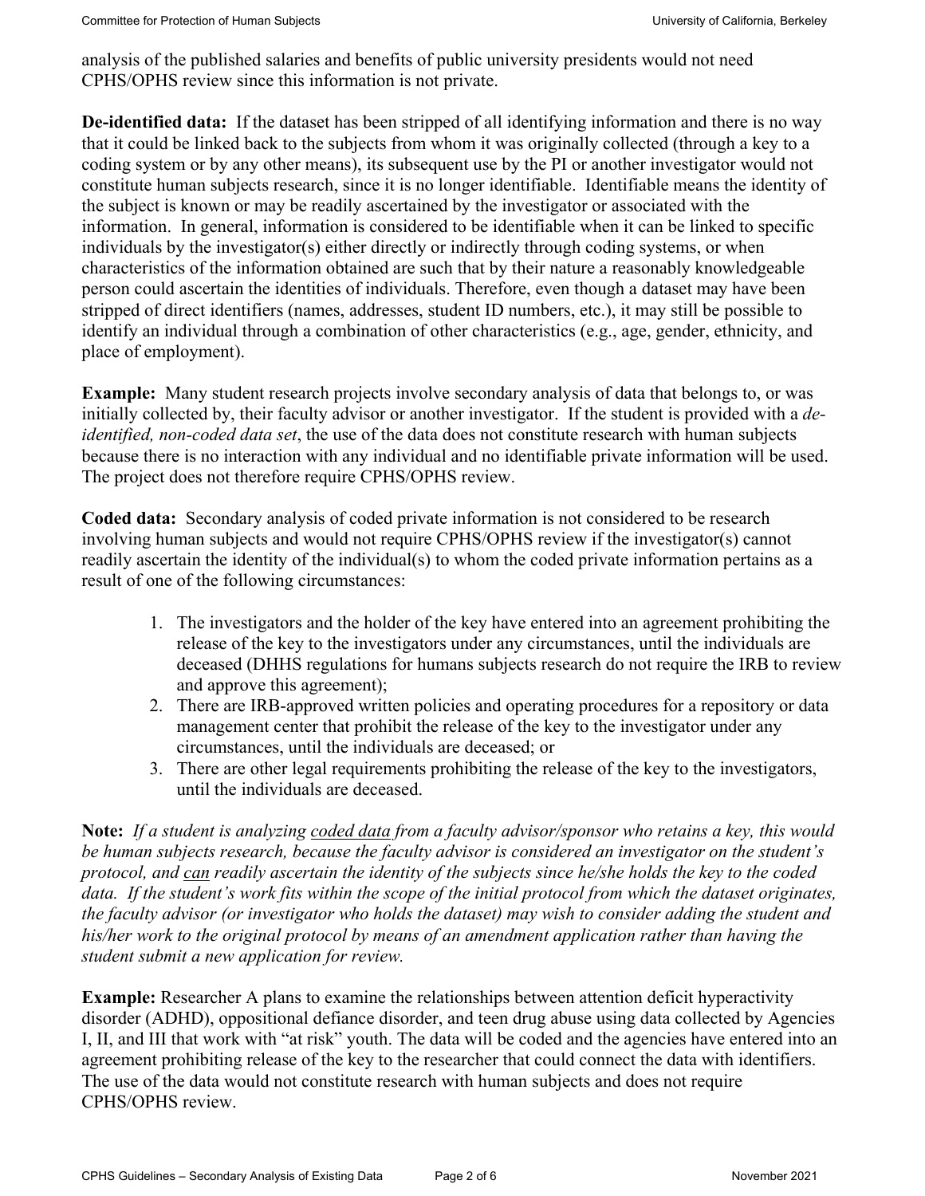analysis of the published salaries and benefits of public university presidents would not need CPHS/OPHS review since this information is not private.

**De-identified data:** If the dataset has been stripped of all identifying information and there is no way that it could be linked back to the subjects from whom it was originally collected (through a key to a coding system or by any other means), its subsequent use by the PI or another investigator would not constitute human subjects research, since it is no longer identifiable. Identifiable means the identity of the subject is known or may be readily ascertained by the investigator or associated with the information. In general, information is considered to be identifiable when it can be linked to specific individuals by the investigator(s) either directly or indirectly through coding systems, or when characteristics of the information obtained are such that by their nature a reasonably knowledgeable person could ascertain the identities of individuals. Therefore, even though a dataset may have been stripped of direct identifiers (names, addresses, student ID numbers, etc.), it may still be possible to identify an individual through a combination of other characteristics (e.g., age, gender, ethnicity, and place of employment).

**Example:** Many student research projects involve secondary analysis of data that belongs to, or was initially collected by, their faculty advisor or another investigator. If the student is provided with a *de-identified, non-coded data set*, the use of the data does not constitute research with human subjects because there is no interaction with any individual and no identifiable private information will be used. The project does not therefore require CPHS/OPHS review.

**Coded data:** Secondary analysis of coded private information is not considered to be research involving human subjects and would not require CPHS/OPHS review if the investigator(s) cannot readily ascertain the identity of the individual(s) to whom the coded private information pertains as a result of one of the following circumstances:

1. The investigators and the holder of the key have entered into an agreement prohibiting the release of the key to the investigators under any circumstances, until the individuals are deceased (DHHS regulations for humans subjects research do not require the IRB to review and approve this agreement);
2. There are IRB-approved written policies and operating procedures for a repository or data management center that prohibit the release of the key to the investigator under any circumstances, until the individuals are deceased; or
3. There are other legal requirements prohibiting the release of the key to the investigators, until the individuals are deceased.

**Note:** *If a student is analyzing <u>coded data</u> from a faculty advisor/sponsor who retains a key, this would be human subjects research, because the faculty advisor is considered an investigator on the student's protocol, and <u>can</u> readily ascertain the identity of the subjects since he/she holds the key to the coded data. If the student's work fits within the scope of the initial protocol from which the dataset originates, the faculty advisor (or investigator who holds the dataset) may wish to consider adding the student and his/her work to the original protocol by means of an amendment application rather than having the student submit a new application for review.*

**Example:** Researcher A plans to examine the relationships between attention deficit hyperactivity disorder (ADHD), oppositional defiance disorder, and teen drug abuse using data collected by Agencies I, II, and III that work with "at risk" youth. The data will be coded and the agencies have entered into an agreement prohibiting release of the key to the researcher that could connect the data with identifiers. The use of the data would not constitute research with human subjects and does not require CPHS/OPHS review.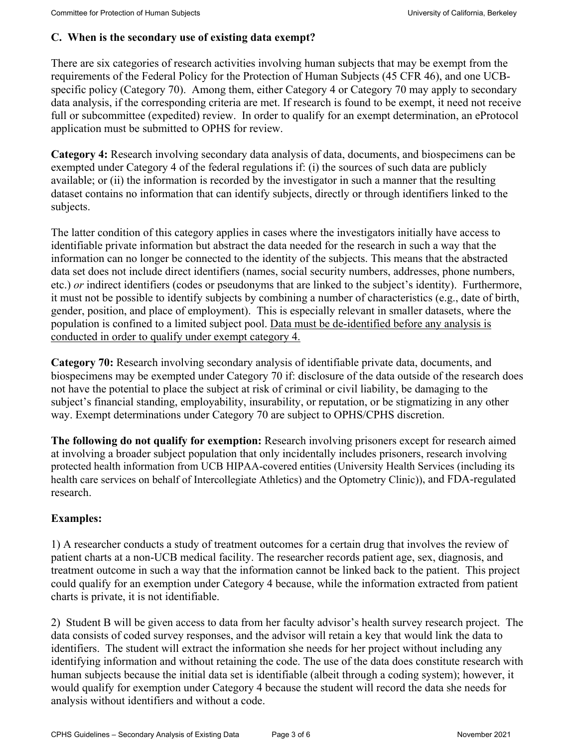### C. When is the secondary use of existing data exempt?

There are six categories of research activities involving human subjects that may be exempt from the requirements of the Federal Policy for the Protection of Human Subjects (45 CFR 46), and one UCB-specific policy (Category 70). Among them, either Category 4 or Category 70 may apply to secondary data analysis, if the corresponding criteria are met. If research is found to be exempt, it need not receive full or subcommittee (expedited) review. In order to qualify for an exempt determination, an eProtocol application must be submitted to OPHS for review.

**Category 4:** Research involving secondary data analysis of data, documents, and biospecimens can be exempted under Category 4 of the federal regulations if: (i) the sources of such data are publicly available; or (ii) the information is recorded by the investigator in such a manner that the resulting dataset contains no information that can identify subjects, directly or through identifiers linked to the subjects.

The latter condition of this category applies in cases where the investigators initially have access to identifiable private information but abstract the data needed for the research in such a way that the information can no longer be connected to the identity of the subjects. This means that the abstracted data set does not include direct identifiers (names, social security numbers, addresses, phone numbers, etc.) *or* indirect identifiers (codes or pseudonyms that are linked to the subject's identity). Furthermore, it must not be possible to identify subjects by combining a number of characteristics (e.g., date of birth, gender, position, and place of employment). This is especially relevant in smaller datasets, where the population is confined to a limited subject pool. Data must be de-identified before any analysis is conducted in order to qualify under exempt category 4.

**Category 70:** Research involving secondary analysis of identifiable private data, documents, and biospecimens may be exempted under Category 70 if: disclosure of the data outside of the research does not have the potential to place the subject at risk of criminal or civil liability, be damaging to the subject's financial standing, employability, insurability, or reputation, or be stigmatizing in any other way. Exempt determinations under Category 70 are subject to OPHS/CPHS discretion.

**The following do not qualify for exemption:** Research involving prisoners except for research aimed at involving a broader subject population that only incidentally includes prisoners, research involving protected health information from UCB HIPAA-covered entities (University Health Services (including its health care services on behalf of Intercollegiate Athletics) and the Optometry Clinic)), and FDA-regulated research.

**Examples:**

1) A researcher conducts a study of treatment outcomes for a certain drug that involves the review of patient charts at a non-UCB medical facility. The researcher records patient age, sex, diagnosis, and treatment outcome in such a way that the information cannot be linked back to the patient. This project could qualify for an exemption under Category 4 because, while the information extracted from patient charts is private, it is not identifiable.

2) Student B will be given access to data from her faculty advisor's health survey research project. The data consists of coded survey responses, and the advisor will retain a key that would link the data to identifiers. The student will extract the information she needs for her project without including any identifying information and without retaining the code. The use of the data does constitute research with human subjects because the initial data set is identifiable (albeit through a coding system); however, it would qualify for exemption under Category 4 because the student will record the data she needs for analysis without identifiers and without a code.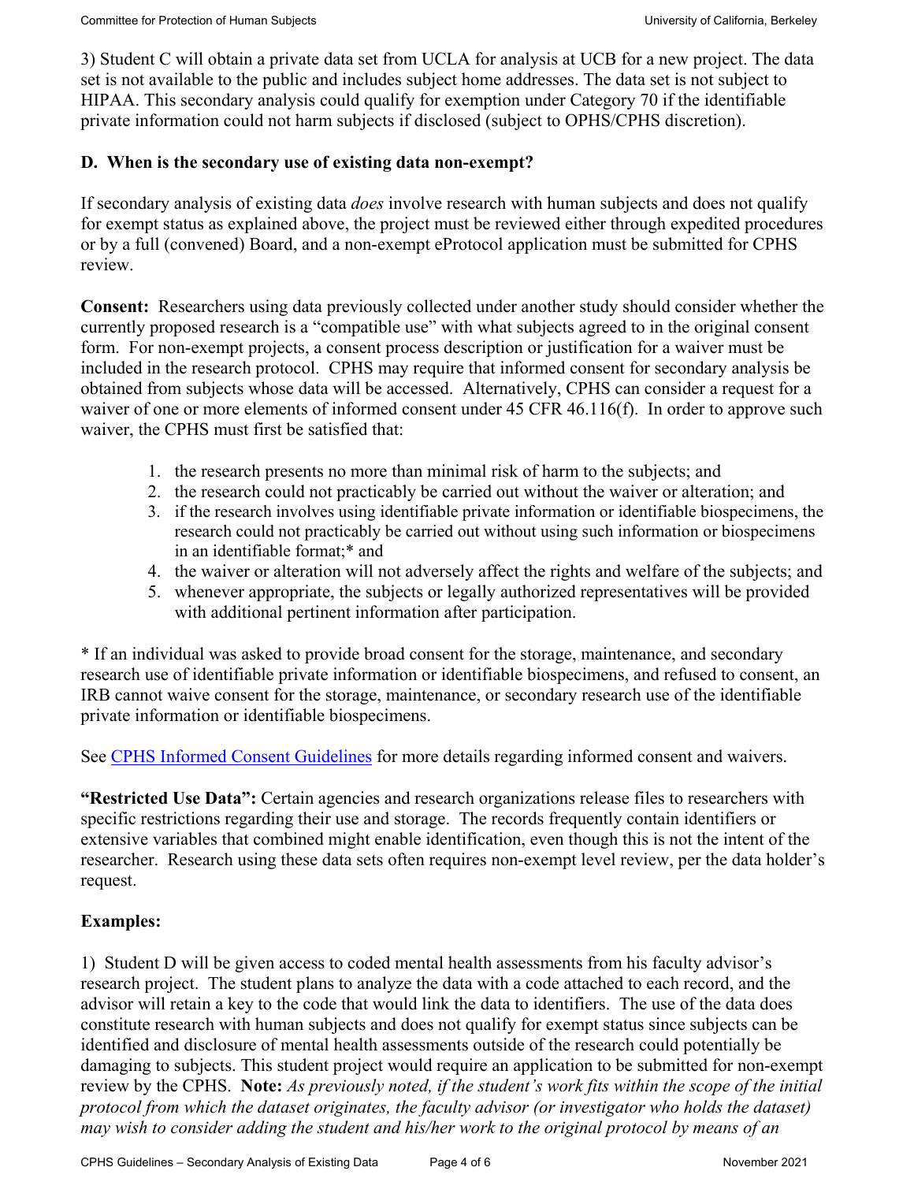3) Student C will obtain a private data set from UCLA for analysis at UCB for a new project. The data set is not available to the public and includes subject home addresses. The data set is not subject to HIPAA. This secondary analysis could qualify for exemption under Category 70 if the identifiable private information could not harm subjects if disclosed (subject to OPHS/CPHS discretion).

### D. When is the secondary use of existing data non-exempt?

If secondary analysis of existing data *does* involve research with human subjects and does not qualify for exempt status as explained above, the project must be reviewed either through expedited procedures or by a full (convened) Board, and a non-exempt eProtocol application must be submitted for CPHS review.

**Consent:** Researchers using data previously collected under another study should consider whether the currently proposed research is a "compatible use" with what subjects agreed to in the original consent form. For non-exempt projects, a consent process description or justification for a waiver must be included in the research protocol. CPHS may require that informed consent for secondary analysis be obtained from subjects whose data will be accessed. Alternatively, CPHS can consider a request for a waiver of one or more elements of informed consent under 45 CFR 46.116(f). In order to approve such waiver, the CPHS must first be satisfied that:

1. the research presents no more than minimal risk of harm to the subjects; and
2. the research could not practicably be carried out without the waiver or alteration; and
3. if the research involves using identifiable private information or identifiable biospecimens, the research could not practicably be carried out without using such information or biospecimens in an identifiable format;* and
4. the waiver or alteration will not adversely affect the rights and welfare of the subjects; and
5. whenever appropriate, the subjects or legally authorized representatives will be provided with additional pertinent information after participation.

* If an individual was asked to provide broad consent for the storage, maintenance, and secondary research use of identifiable private information or identifiable biospecimens, and refused to consent, an IRB cannot waive consent for the storage, maintenance, or secondary research use of the identifiable private information or identifiable biospecimens.

See CPHS Informed Consent Guidelines for more details regarding informed consent and waivers.

**"Restricted Use Data":** Certain agencies and research organizations release files to researchers with specific restrictions regarding their use and storage. The records frequently contain identifiers or extensive variables that combined might enable identification, even though this is not the intent of the researcher. Research using these data sets often requires non-exempt level review, per the data holder's request.

**Examples:**

1) Student D will be given access to coded mental health assessments from his faculty advisor's research project. The student plans to analyze the data with a code attached to each record, and the advisor will retain a key to the code that would link the data to identifiers. The use of the data does constitute research with human subjects and does not qualify for exempt status since subjects can be identified and disclosure of mental health assessments outside of the research could potentially be damaging to subjects. This student project would require an application to be submitted for non-exempt review by the CPHS. **Note:** *As previously noted, if the student's work fits within the scope of the initial protocol from which the dataset originates, the faculty advisor (or investigator who holds the dataset) may wish to consider adding the student and his/her work to the original protocol by means of an*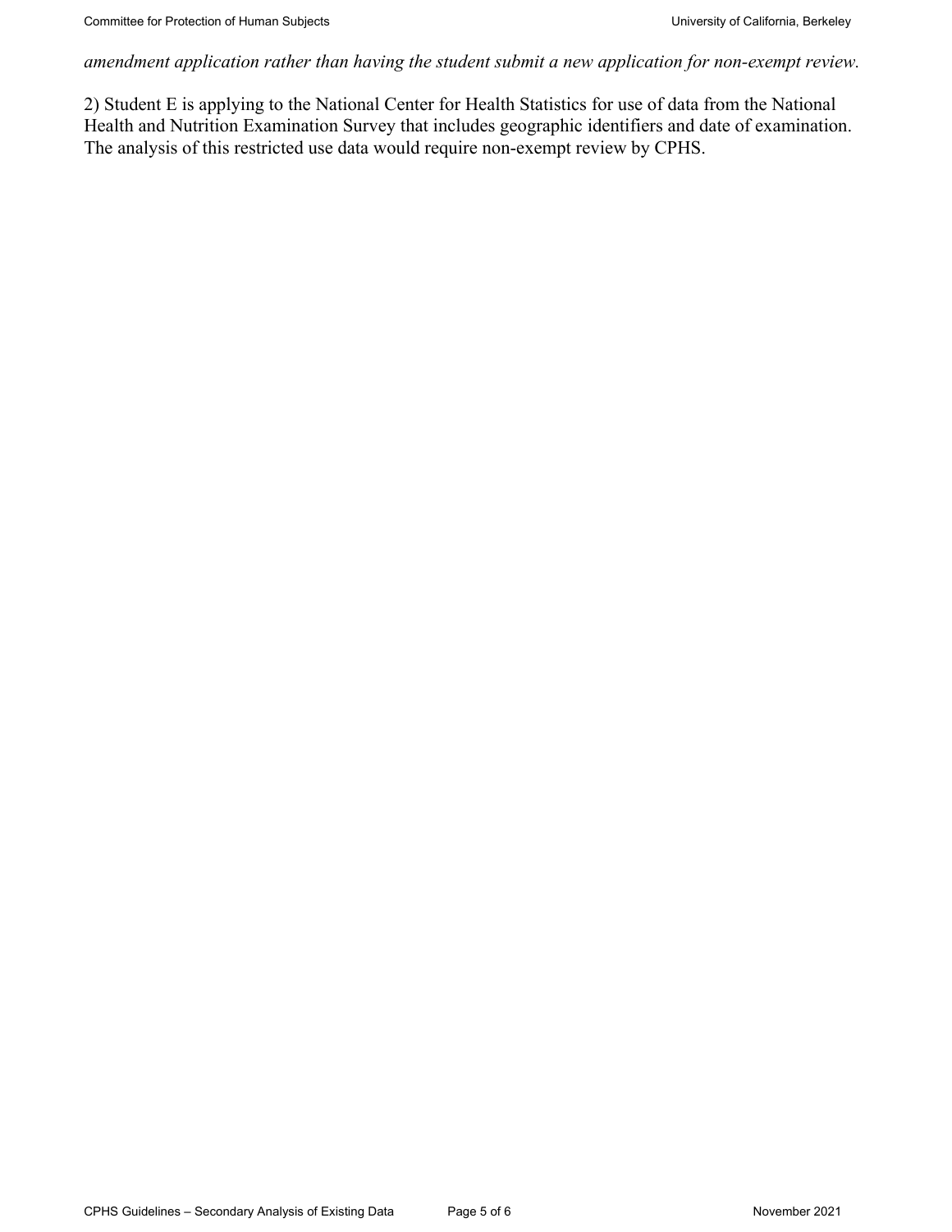*amendment application rather than having the student submit a new application for non-exempt review.*

2) Student E is applying to the National Center for Health Statistics for use of data from the National Health and Nutrition Examination Survey that includes geographic identifiers and date of examination. The analysis of this restricted use data would require non-exempt review by CPHS.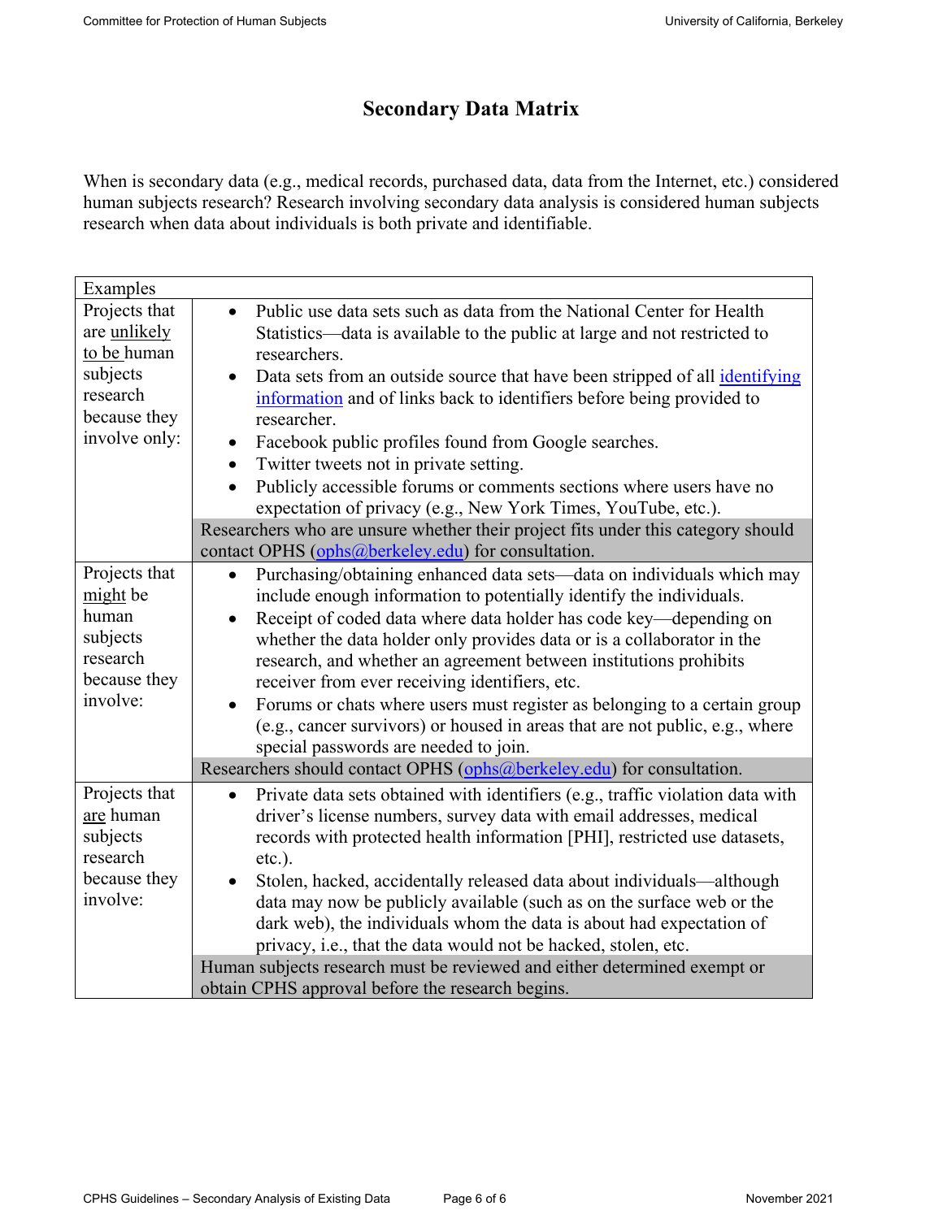# Secondary Data Matrix

When is secondary data (e.g., medical records, purchased data, data from the Internet, etc.) considered human subjects research? Research involving secondary data analysis is considered human subjects research when data about individuals is both private and identifiable.

| Examples | |
|---|---|
| Projects that are unlikely to be human subjects research because they involve only: | <ul><li>Public use data sets such as data from the National Center for Health Statistics—data is available to the public at large and not restricted to researchers.</li><li>Data sets from an outside source that have been stripped of all identifying information and of links back to identifiers before being provided to researcher.</li><li>Facebook public profiles found from Google searches.</li><li>Twitter tweets not in private setting.</li><li>Publicly accessible forums or comments sections where users have no expectation of privacy (e.g., New York Times, YouTube, etc.).</li></ul>Researchers who are unsure whether their project fits under this category should contact OPHS (ophs@berkeley.edu) for consultation. |
| Projects that might be human subjects research because they involve: | <ul><li>Purchasing/obtaining enhanced data sets—data on individuals which may include enough information to potentially identify the individuals.</li><li>Receipt of coded data where data holder has code key—depending on whether the data holder only provides data or is a collaborator in the research, and whether an agreement between institutions prohibits receiver from ever receiving identifiers, etc.</li><li>Forums or chats where users must register as belonging to a certain group (e.g., cancer survivors) or housed in areas that are not public, e.g., where special passwords are needed to join.</li></ul>Researchers should contact OPHS (ophs@berkeley.edu) for consultation. |
| Projects that are human subjects research because they involve: | <ul><li>Private data sets obtained with identifiers (e.g., traffic violation data with driver's license numbers, survey data with email addresses, medical records with protected health information [PHI], restricted use datasets, etc.).</li><li>Stolen, hacked, accidentally released data about individuals—although data may now be publicly available (such as on the surface web or the dark web), the individuals whom the data is about had expectation of privacy, i.e., that the data would not be hacked, stolen, etc.</li></ul>Human subjects research must be reviewed and either determined exempt or obtain CPHS approval before the research begins. |